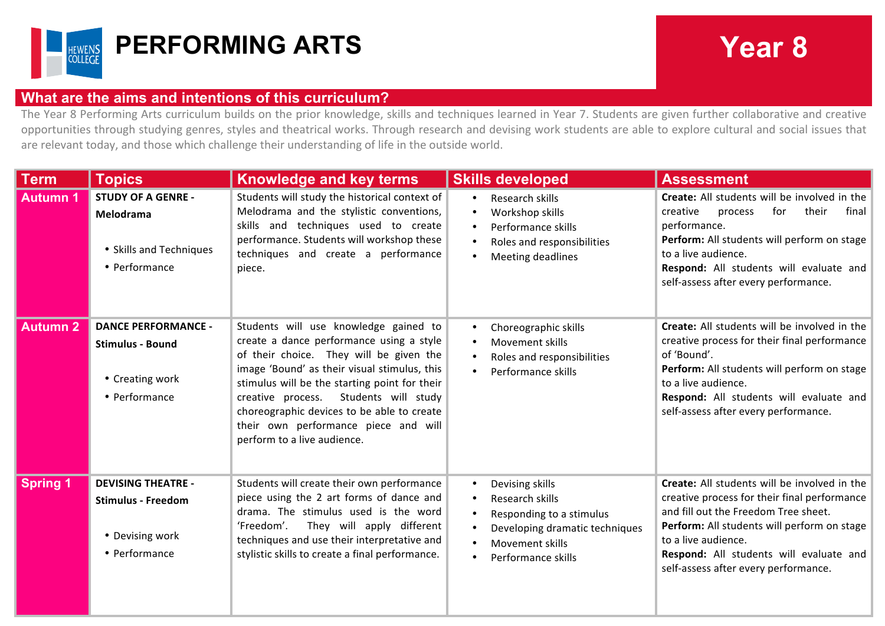# PERFORMING ARTS

## Year 8

## What are the aims and intentions of this curriculum?

The Year 8 Performing Arts curriculum builds on the prior knowledge, skills and techniques learned in Year 7. Students are given further collaborative and creative opportunities through studying genres, styles and theatrical works. Through research and devising work students are able to explore cultural and social issues that are relevant today, and those which challenge their understanding of life in the outside world.

| Term | Topics | Knowledge and key terms | Skills developed | Assessment |
|---|---|---|---|---|
| Autumn 1 | **STUDY OF A GENRE - Melodrama**<br>• Skills and Techniques<br>• Performance | Students will study the historical context of Melodrama and the stylistic conventions, skills and techniques used to create performance. Students will workshop these techniques and create a performance piece. | • Research skills<br>• Workshop skills<br>• Performance skills<br>• Roles and responsibilities<br>• Meeting deadlines | **Create:** All students will be involved in the creative process for their final performance.<br>**Perform:** All students will perform on stage to a live audience.<br>**Respond:** All students will evaluate and self-assess after every performance. |
| Autumn 2 | **DANCE PERFORMANCE - Stimulus - Bound**<br>• Creating work<br>• Performance | Students will use knowledge gained to create a dance performance using a style of their choice. They will be given the image 'Bound' as their visual stimulus, this stimulus will be the starting point for their creative process. Students will study choreographic devices to be able to create their own performance piece and will perform to a live audience. | • Choreographic skills<br>• Movement skills<br>• Roles and responsibilities<br>• Performance skills | **Create:** All students will be involved in the creative process for their final performance of 'Bound'.<br>**Perform:** All students will perform on stage to a live audience.<br>**Respond:** All students will evaluate and self-assess after every performance. |
| Spring 1 | **DEVISING THEATRE - Stimulus - Freedom**<br>• Devising work<br>• Performance | Students will create their own performance piece using the 2 art forms of dance and drama. The stimulus used is the word 'Freedom'. They will apply different techniques and use their interpretative and stylistic skills to create a final performance. | • Devising skills<br>• Research skills<br>• Responding to a stimulus<br>• Developing dramatic techniques<br>• Movement skills<br>• Performance skills | **Create:** All students will be involved in the creative process for their final performance and fill out the Freedom Tree sheet.<br>**Perform:** All students will perform on stage to a live audience.<br>**Respond:** All students will evaluate and self-assess after every performance. |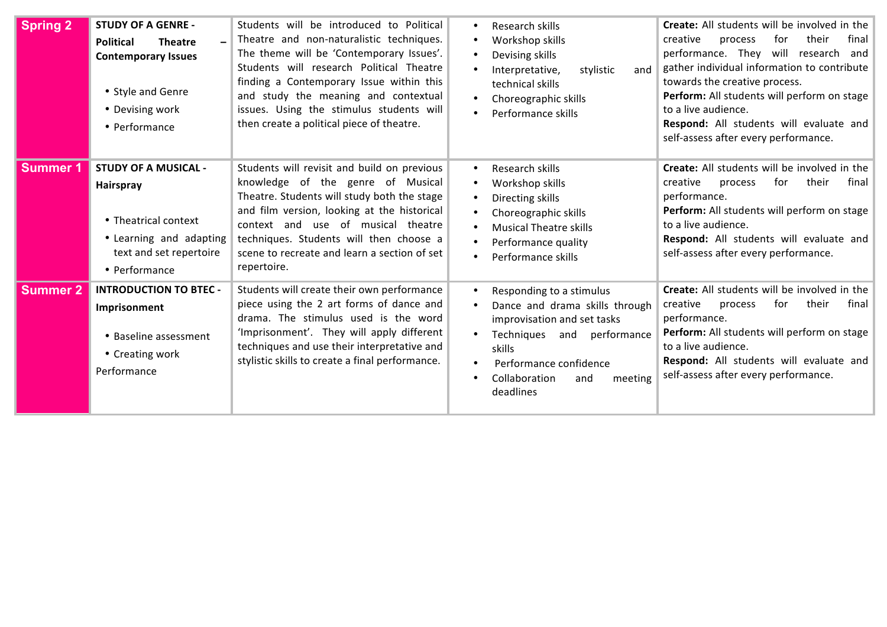| | | | | |
|---|---|---|---|---|
| **Spring 2** | **STUDY OF A GENRE - Political Theatre – Contemporary Issues**<br>• Style and Genre<br>• Devising work<br>• Performance | Students will be introduced to Political Theatre and non-naturalistic techniques. The theme will be 'Contemporary Issues'. Students will research Political Theatre finding a Contemporary Issue within this and study the meaning and contextual issues. Using the stimulus students will then create a political piece of theatre. | • Research skills<br>• Workshop skills<br>• Devising skills<br>• Interpretative, stylistic and technical skills<br>• Choreographic skills<br>• Performance skills | **Create:** All students will be involved in the creative process for their final performance. They will research and gather individual information to contribute towards the creative process.<br>**Perform:** All students will perform on stage to a live audience.<br>**Respond:** All students will evaluate and self-assess after every performance. |
| **Summer 1** | **STUDY OF A MUSICAL - Hairspray**<br>• Theatrical context<br>• Learning and adapting text and set repertoire<br>• Performance | Students will revisit and build on previous knowledge of the genre of Musical Theatre. Students will study both the stage and film version, looking at the historical context and use of musical theatre techniques. Students will then choose a scene to recreate and learn a section of set repertoire. | • Research skills<br>• Workshop skills<br>• Directing skills<br>• Choreographic skills<br>• Musical Theatre skills<br>• Performance quality<br>• Performance skills | **Create:** All students will be involved in the creative process for their final performance.<br>**Perform:** All students will perform on stage to a live audience.<br>**Respond:** All students will evaluate and self-assess after every performance. |
| **Summer 2** | **INTRODUCTION TO BTEC - Imprisonment**<br>• Baseline assessment<br>• Creating work<br>Performance | Students will create their own performance piece using the 2 art forms of dance and drama. The stimulus used is the word 'Imprisonment'. They will apply different techniques and use their interpretative and stylistic skills to create a final performance. | • Responding to a stimulus<br>• Dance and drama skills through improvisation and set tasks<br>• Techniques and performance skills<br>• Performance confidence<br>• Collaboration and meeting deadlines | **Create:** All students will be involved in the creative process for their final performance.<br>**Perform:** All students will perform on stage to a live audience.<br>**Respond:** All students will evaluate and self-assess after every performance. |